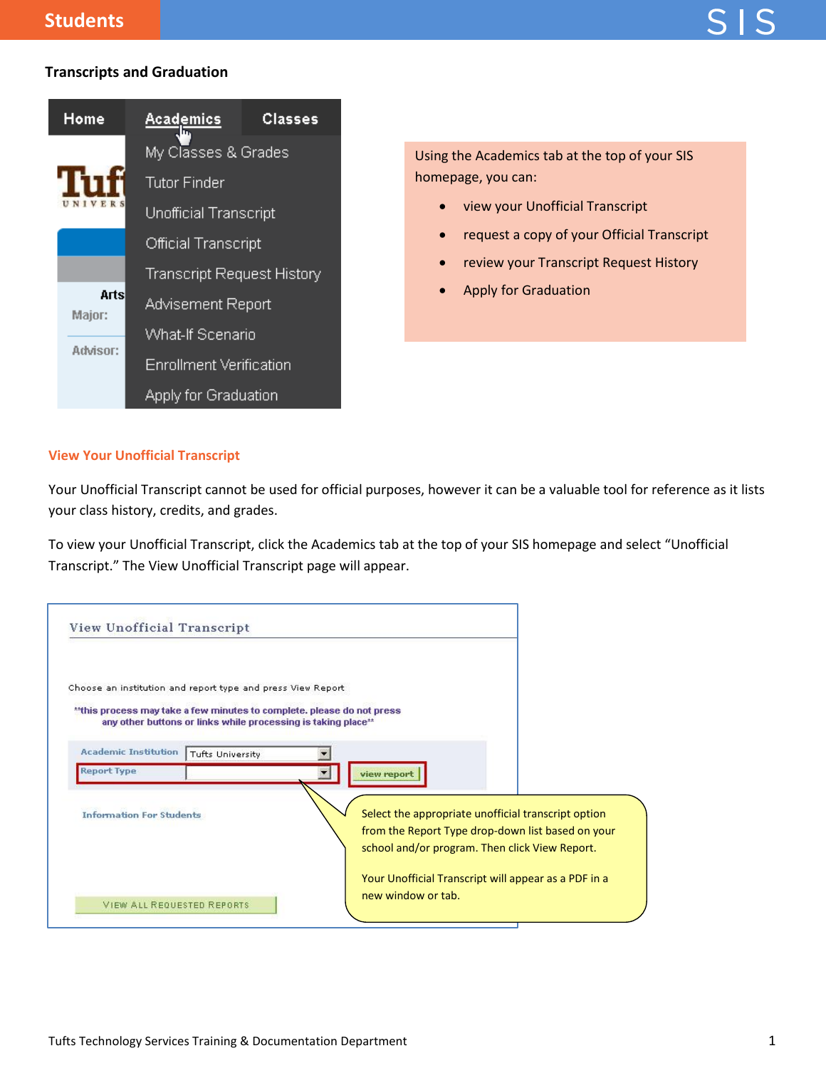## Transcripts and Graduation

Using the Academics tab at the top of your SIS homepage, you can:

- view your Unofficial Transcript
- request a copy of your Official Transcript
- review your Transcript Request History
- Apply for Graduation

### View Your Unofficial Transcript

Your Unofficial Transcript cannot be used for official purposes, however it can be a valuable tool for reference as it lists your class history, credits, and grades.

To view your Unofficial Transcript, click the Academics tab at the top of your SIS homepage and select "Unofficial Transcript." The View Unofficial Transcript page will appear.

Select the appropriate unofficial transcript option from the Report Type drop-down list based on your school and/or program. Then click View Report.

Your Unofficial Transcript will appear as a PDF in a new window or tab.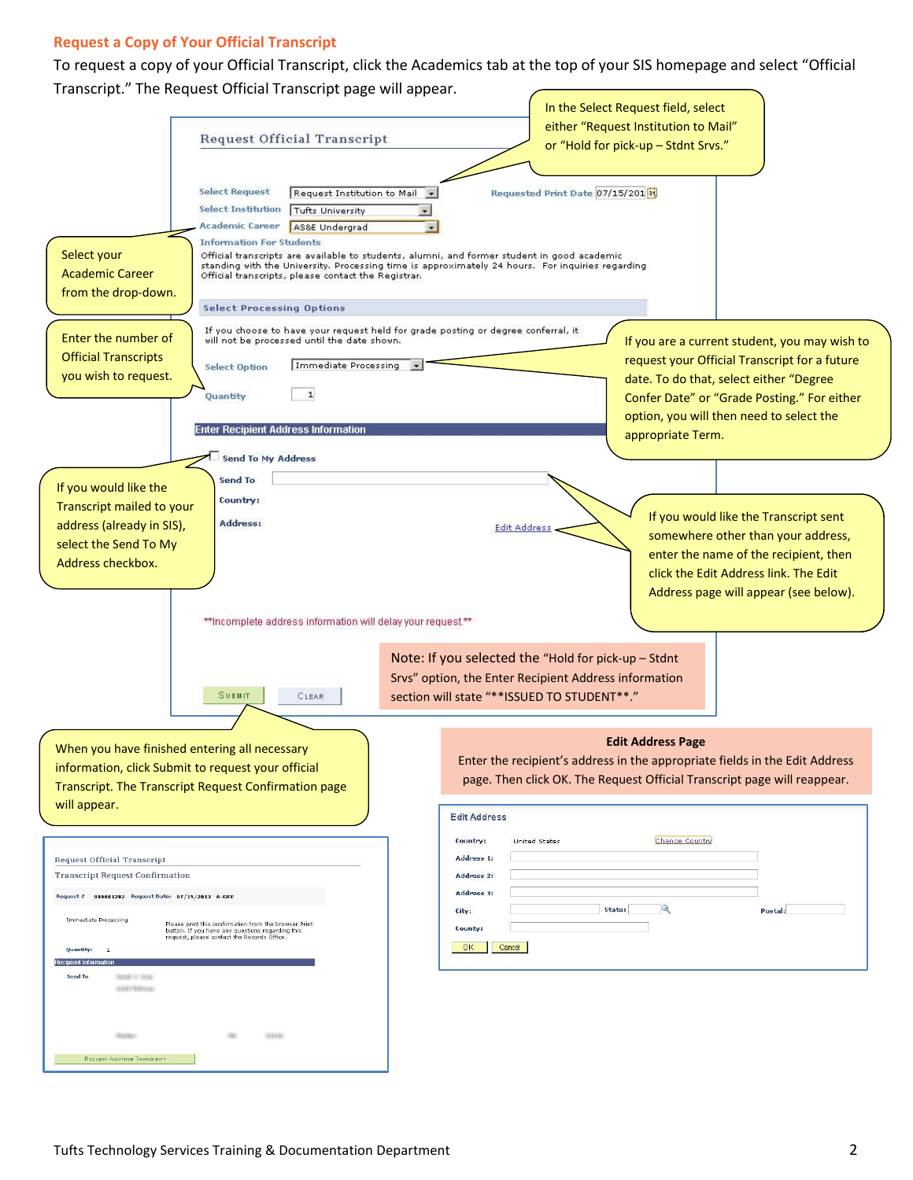## Request a Copy of Your Official Transcript

To request a copy of your Official Transcript, click the Academics tab at the top of your SIS homepage and select "Official Transcript." The Request Official Transcript page will appear.

In the Select Request field, select either "Request Institution to Mail" or "Hold for pick-up – Stdnt Srvs."

Select your Academic Career from the drop-down.

Enter the number of Official Transcripts you wish to request.

If you are a current student, you may wish to request your Official Transcript for a future date. To do that, select either "Degree Confer Date" or "Grade Posting." For either option, you will then need to select the appropriate Term.

If you would like the Transcript mailed to your address (already in SIS), select the Send To My Address checkbox.

If you would like the Transcript sent somewhere other than your address, enter the name of the recipient, then click the Edit Address link. The Edit Address page will appear (see below).

Note: If you selected the "Hold for pick-up – Stdnt Srvs" option, the Enter Recipient Address information section will state "**ISSUED TO STUDENT**."

When you have finished entering all necessary information, click Submit to request your official Transcript. The Transcript Request Confirmation page will appear.

**Edit Address Page**

Enter the recipient's address in the appropriate fields in the Edit Address page. Then click OK. The Request Official Transcript page will reappear.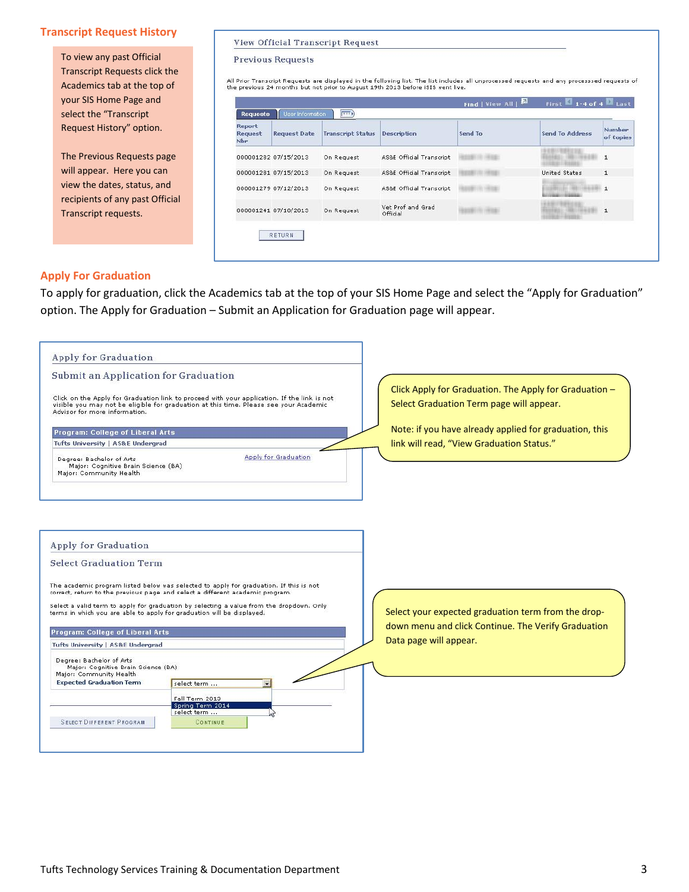## Transcript Request History

To view any past Official Transcript Requests click the Academics tab at the top of your SIS Home Page and select the "Transcript Request History" option.

The Previous Requests page will appear. Here you can view the dates, status, and recipients of any past Official Transcript requests.

View Official Transcript Request

Previous Requests

All Prior Transcript Requests are displayed in the following list. The list includes all unprocessed requests and any processed requests of the previous 24 months but not prior to August 19th 2013 before iSIS went live.

Find | View All | First 1-4 of 4 Last

Requests | User Information

| Report Request Nbr | Request Date | Transcript Status | Description | Send To | Send To Address | Number of Copies |
|---|---|---|---|---|---|---|
| 000001282 | 07/15/2013 | On Request | AS&E Official Transcript | | | 1 |
| 000001281 | 07/15/2013 | On Request | AS&E Official Transcript | | United States | 1 |
| 000001279 | 07/12/2013 | On Request | AS&E Official Transcript | | | 1 |
| 000001241 | 07/10/2013 | On Request | Vet Prof and Grad Official | | | 1 |

RETURN

## Apply For Graduation

To apply for graduation, click the Academics tab at the top of your SIS Home Page and select the "Apply for Graduation" option. The Apply for Graduation – Submit an Application for Graduation page will appear.

Apply for Graduation

Submit an Application for Graduation

Click on the Apply for Graduation link to proceed with your application. If the link is not visible you may not be eligible for graduation at this time. Please see your Academic Advisor for more information.

Program: College of Liberal Arts

Tufts University | AS&E Undergrad

Degree: Bachelor of Arts
Major: Cognitive Brain Science (BA)
Major: Community Health

Apply for Graduation

Click Apply for Graduation. The Apply for Graduation – Select Graduation Term page will appear.

Note: if you have already applied for graduation, this link will read, "View Graduation Status."

Apply for Graduation

Select Graduation Term

The academic program listed below was selected to apply for graduation. If this is not correct, return to the previous page and select a different academic program.

Select a valid term to apply for graduation by selecting a value from the dropdown. Only terms in which you are able to apply for graduation will be displayed.

Program: College of Liberal Arts

Tufts University | AS&E Undergrad

Degree: Bachelor of Arts
Major: Cognitive Brain Science (BA)
Major: Community Health
Expected Graduation Term: select term ...

Fall Term 2013
Spring Term 2014
select term ...

SELECT DIFFERENT PROGRAM | CONTINUE

Select your expected graduation term from the drop-down menu and click Continue. The Verify Graduation Data page will appear.

Tufts Technology Services Training & Documentation Department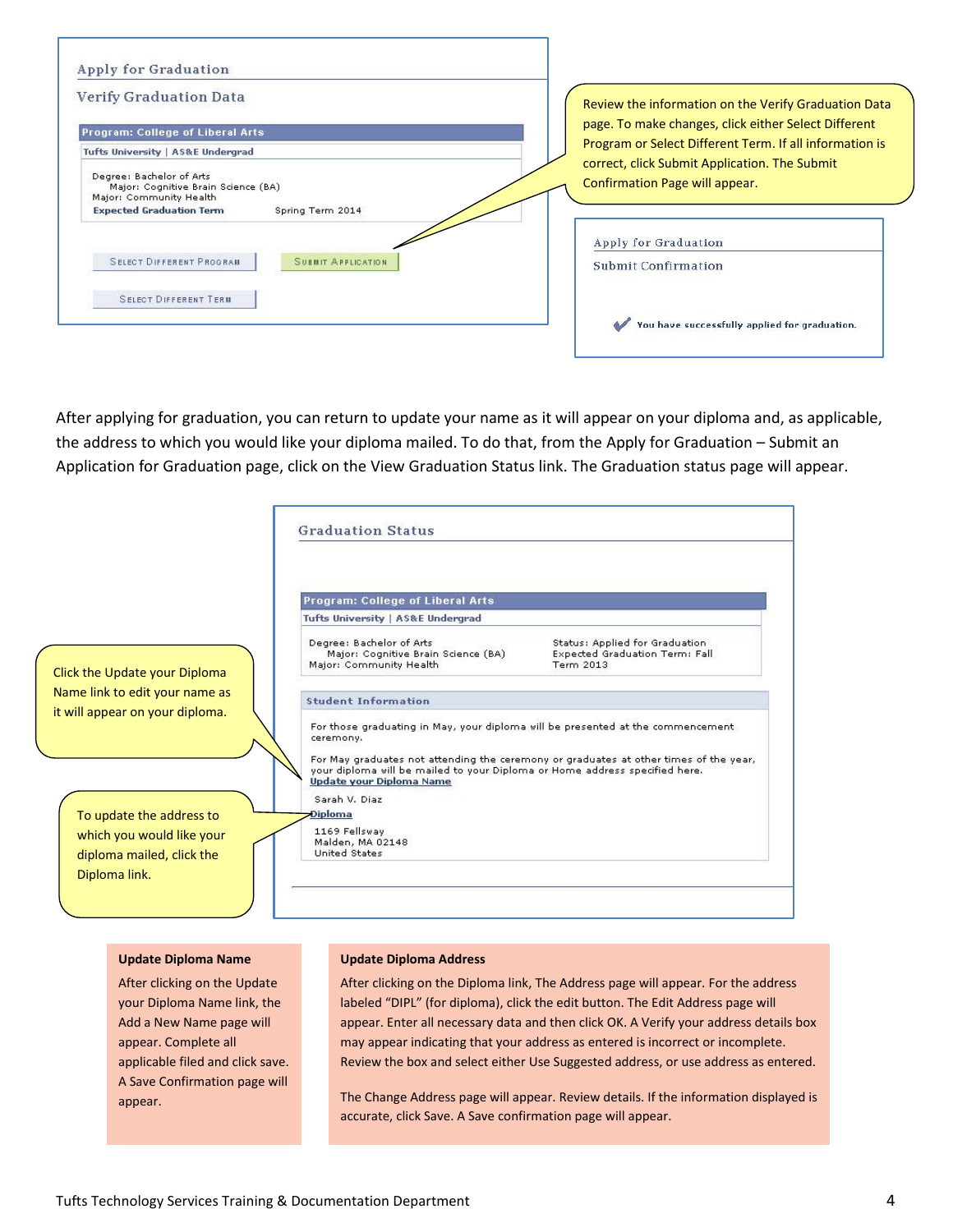**Apply for Graduation**

**Verify Graduation Data**

**Program: College of Liberal Arts**

Tufts University | AS&E Undergrad

Degree: Bachelor of Arts
Major: Cognitive Brain Science (BA)
Major: Community Health
Expected Graduation Term: Spring Term 2014

SELECT DIFFERENT PROGRAM | SUBMIT APPLICATION | SELECT DIFFERENT TERM

Review the information on the Verify Graduation Data page. To make changes, click either Select Different Program or Select Different Term. If all information is correct, click Submit Application. The Submit Confirmation Page will appear.

**Apply for Graduation**

**Submit Confirmation**

You have successfully applied for graduation.

After applying for graduation, you can return to update your name as it will appear on your diploma and, as applicable, the address to which you would like your diploma mailed. To do that, from the Apply for Graduation – Submit an Application for Graduation page, click on the View Graduation Status link. The Graduation status page will appear.

**Graduation Status**

**Program: College of Liberal Arts**

Tufts University | AS&E Undergrad

Degree: Bachelor of Arts
Major: Cognitive Brain Science (BA)
Major: Community Health

Status: Applied for Graduation
Expected Graduation Term: Fall Term 2013

**Student Information**

For those graduating in May, your diploma will be presented at the commencement ceremony.

For May graduates not attending the ceremony or graduates at other times of the year, your diploma will be mailed to your Diploma or Home address specified here.

Update your Diploma Name

Sarah V. Diaz

Diploma

1169 Fellsway
Malden, MA 02148
United States

Click the Update your Diploma Name link to edit your name as it will appear on your diploma.

To update the address to which you would like your diploma mailed, click the Diploma link.

**Update Diploma Name**

After clicking on the Update your Diploma Name link, the Add a New Name page will appear. Complete all applicable filed and click save. A Save Confirmation page will appear.

**Update Diploma Address**

After clicking on the Diploma link, The Address page will appear. For the address labeled "DIPL" (for diploma), click the edit button. The Edit Address page will appear. Enter all necessary data and then click OK. A Verify your address details box may appear indicating that your address as entered is incorrect or incomplete. Review the box and select either Use Suggested address, or use address as entered.

The Change Address page will appear. Review details. If the information displayed is accurate, click Save. A Save confirmation page will appear.